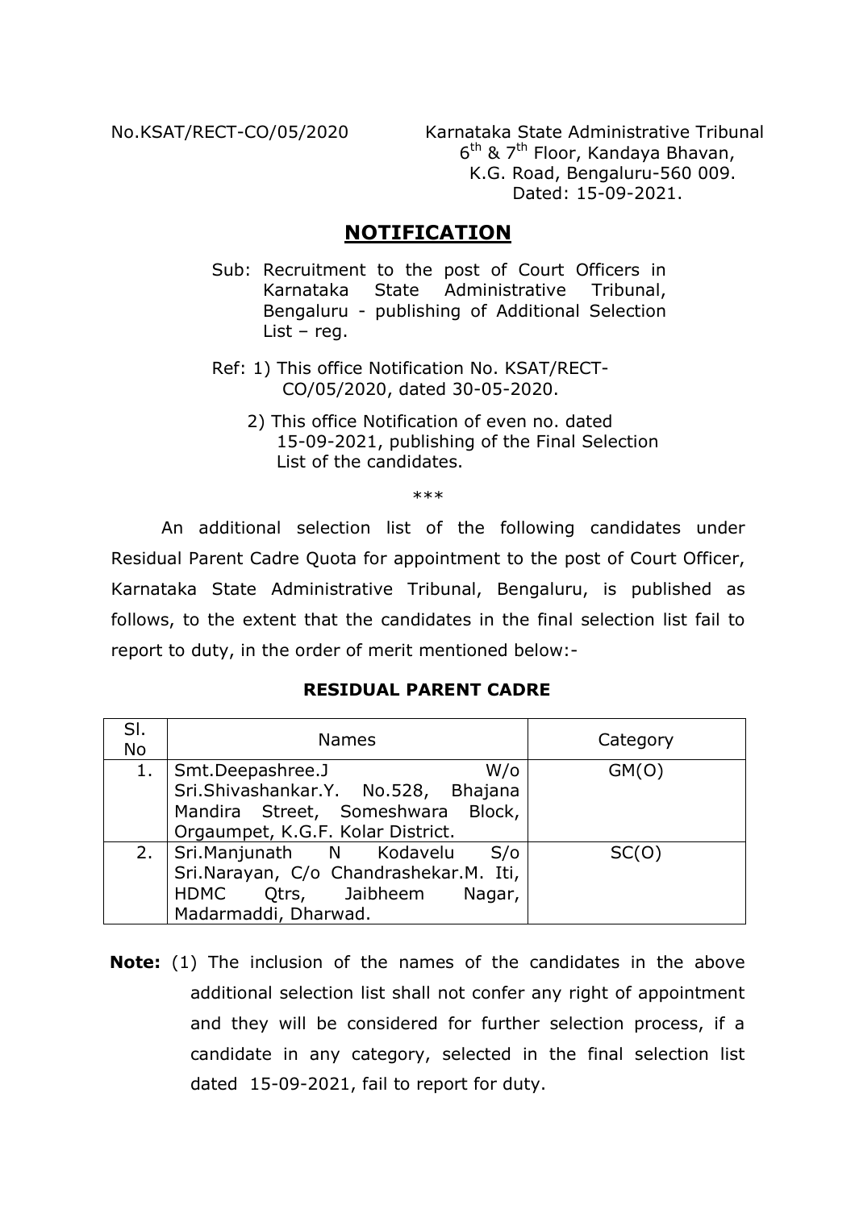No.KSAT/RECT-CO/05/2020

Karnataka State Administrative Tribunal
6th & 7th Floor, Kandaya Bhavan,
K.G. Road, Bengaluru-560 009.
Dated: 15-09-2021.

## NOTIFICATION

Sub: Recruitment to the post of Court Officers in Karnataka State Administrative Tribunal, Bengaluru - publishing of Additional Selection List – reg.

Ref: 1) This office Notification No. KSAT/RECT-CO/05/2020, dated 30-05-2020.

2) This office Notification of even no. dated 15-09-2021, publishing of the Final Selection List of the candidates.

\*\*\*

An additional selection list of the following candidates under Residual Parent Cadre Quota for appointment to the post of Court Officer, Karnataka State Administrative Tribunal, Bengaluru, is published as follows, to the extent that the candidates in the final selection list fail to report to duty, in the order of merit mentioned below:-

**RESIDUAL PARENT CADRE**

| Sl. No | Names | Category |
|---|---|---|
| 1. | Smt.Deepashree.J W/o Sri.Shivashankar.Y. No.528, Bhajana Mandira Street, Someshwara Block, Orgaumpet, K.G.F. Kolar District. | GM(O) |
| 2. | Sri.Manjunath N Kodavelu S/o Sri.Narayan, C/o Chandrashekar.M. Iti, HDMC Qtrs, Jaibheem Nagar, Madarmaddi, Dharwad. | SC(O) |

**Note:** (1) The inclusion of the names of the candidates in the above additional selection list shall not confer any right of appointment and they will be considered for further selection process, if a candidate in any category, selected in the final selection list dated 15-09-2021, fail to report for duty.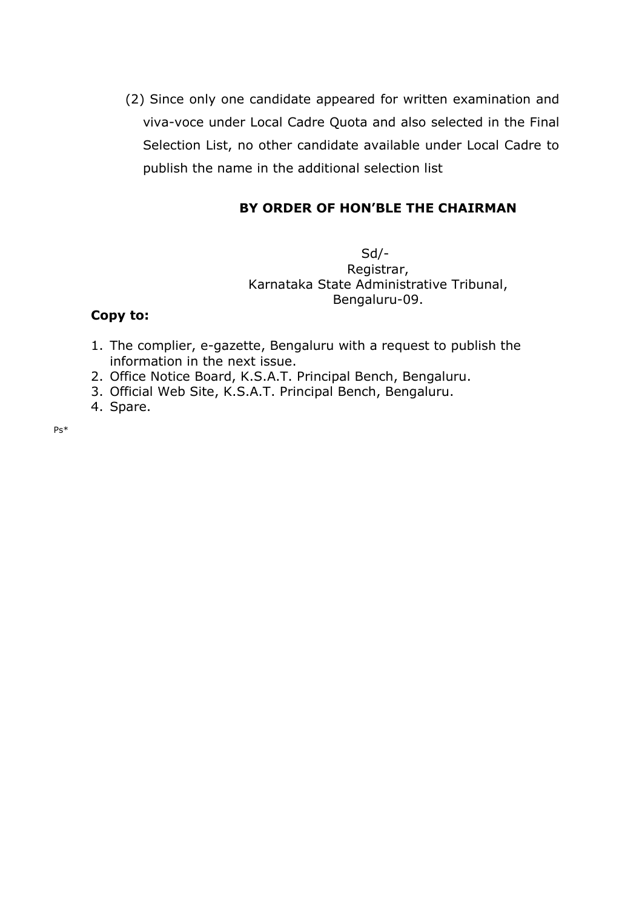(2) Since only one candidate appeared for written examination and viva-voce under Local Cadre Quota and also selected in the Final Selection List, no other candidate available under Local Cadre to publish the name in the additional selection list

**BY ORDER OF HON'BLE THE CHAIRMAN**

Sd/-
Registrar,
Karnataka State Administrative Tribunal,
Bengaluru-09.

**Copy to:**

1. The complier, e-gazette, Bengaluru with a request to publish the information in the next issue.
2. Office Notice Board, K.S.A.T. Principal Bench, Bengaluru.
3. Official Web Site, K.S.A.T. Principal Bench, Bengaluru.
4. Spare.

Ps*